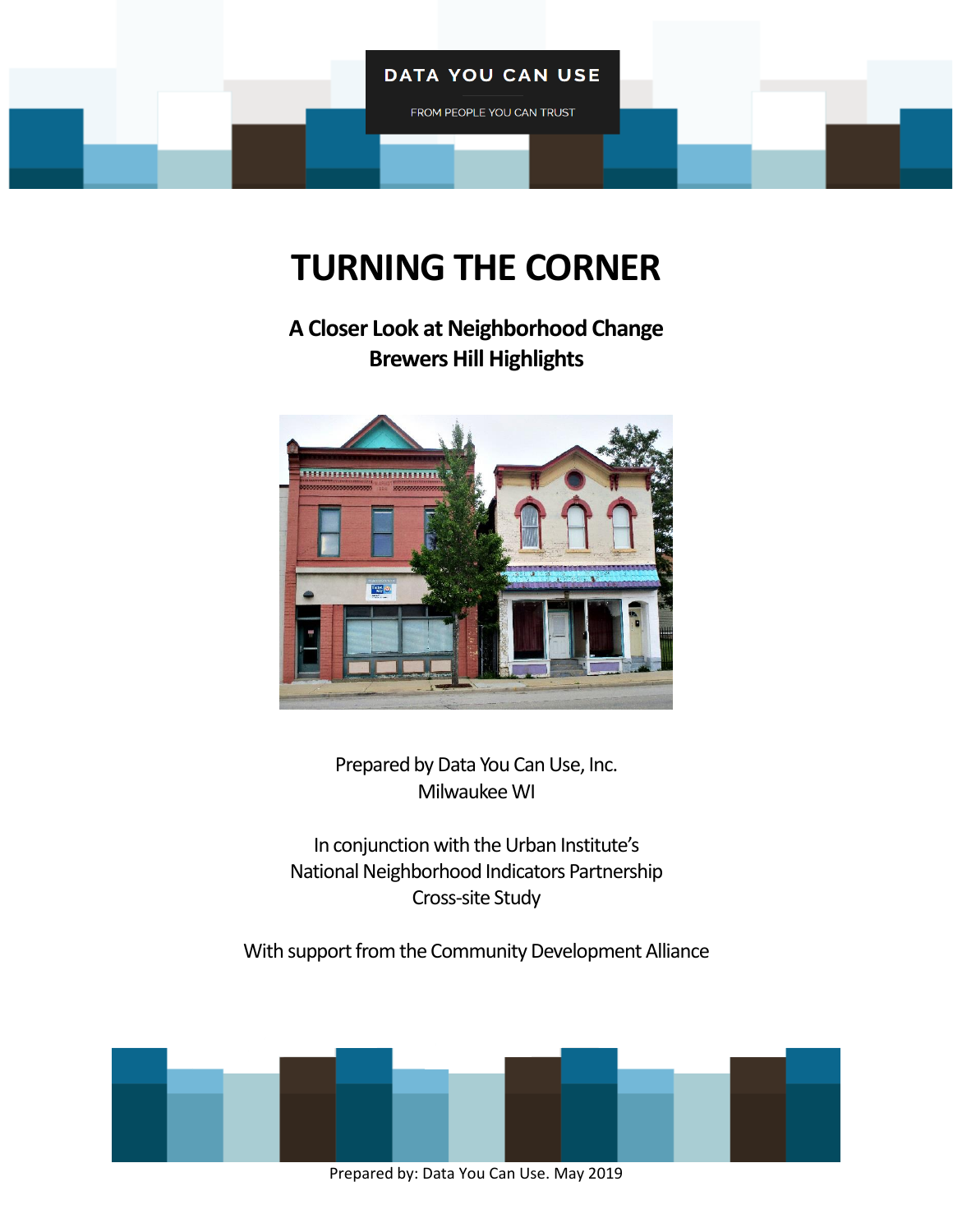DATA YOU CAN USE

FROM PEOPLE YOU CAN TRUST

# TURNING THE CORNER

## A Closer Look at Neighborhood Change
## Brewers Hill Highlights

Prepared by Data You Can Use, Inc.
Milwaukee WI

In conjunction with the Urban Institute's
National Neighborhood Indicators Partnership
Cross-site Study

With support from the Community Development Alliance

Prepared by: Data You Can Use. May 2019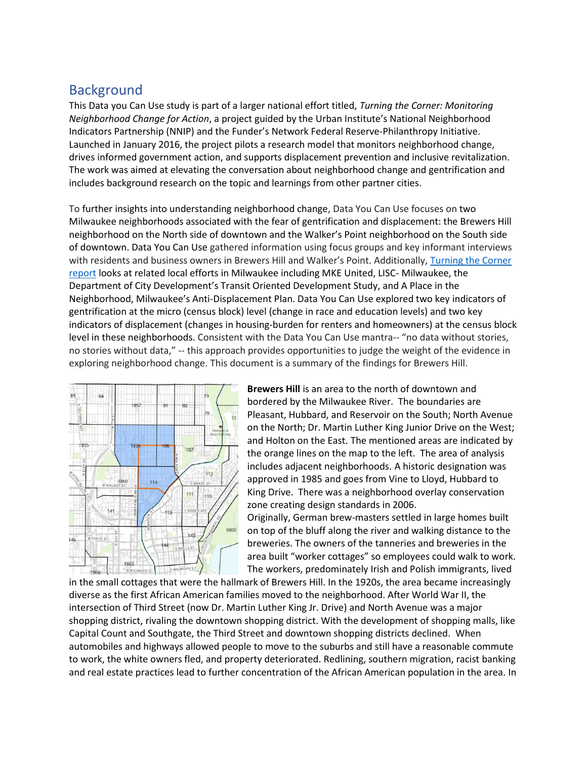## Background

This Data you Can Use study is part of a larger national effort titled, *Turning the Corner: Monitoring Neighborhood Change for Action*, a project guided by the Urban Institute's National Neighborhood Indicators Partnership (NNIP) and the Funder's Network Federal Reserve-Philanthropy Initiative. Launched in January 2016, the project pilots a research model that monitors neighborhood change, drives informed government action, and supports displacement prevention and inclusive revitalization. The work was aimed at elevating the conversation about neighborhood change and gentrification and includes background research on the topic and learnings from other partner cities.

To further insights into understanding neighborhood change, Data You Can Use focuses on two Milwaukee neighborhoods associated with the fear of gentrification and displacement: the Brewers Hill neighborhood on the North side of downtown and the Walker's Point neighborhood on the South side of downtown. Data You Can Use gathered information using focus groups and key informant interviews with residents and business owners in Brewers Hill and Walker's Point. Additionally, [Turning the Corner report] looks at related local efforts in Milwaukee including MKE United, LISC- Milwaukee, the Department of City Development's Transit Oriented Development Study, and A Place in the Neighborhood, Milwaukee's Anti-Displacement Plan. Data You Can Use explored two key indicators of gentrification at the micro (census block) level (change in race and education levels) and two key indicators of displacement (changes in housing-burden for renters and homeowners) at the census block level in these neighborhoods. Consistent with the Data You Can Use mantra-- "no data without stories, no stories without data," -- this approach provides opportunities to judge the weight of the evidence in exploring neighborhood change. This document is a summary of the findings for Brewers Hill.

**Brewers Hill** is an area to the north of downtown and bordered by the Milwaukee River. The boundaries are Pleasant, Hubbard, and Reservoir on the South; North Avenue on the North; Dr. Martin Luther King Junior Drive on the West; and Holton on the East. The mentioned areas are indicated by the orange lines on the map to the left. The area of analysis includes adjacent neighborhoods. A historic designation was approved in 1985 and goes from Vine to Lloyd, Hubbard to King Drive. There was a neighborhood overlay conservation zone creating design standards in 2006.

Originally, German brew-masters settled in large homes built on top of the bluff along the river and walking distance to the breweries. The owners of the tanneries and breweries in the area built "worker cottages" so employees could walk to work. The workers, predominately Irish and Polish immigrants, lived in the small cottages that were the hallmark of Brewers Hill. In the 1920s, the area became increasingly diverse as the first African American families moved to the neighborhood. After World War II, the intersection of Third Street (now Dr. Martin Luther King Jr. Drive) and North Avenue was a major shopping district, rivaling the downtown shopping district. With the development of shopping malls, like Capital Count and Southgate, the Third Street and downtown shopping districts declined. When automobiles and highways allowed people to move to the suburbs and still have a reasonable commute to work, the white owners fled, and property deteriorated. Redlining, southern migration, racist banking and real estate practices lead to further concentration of the African American population in the area. In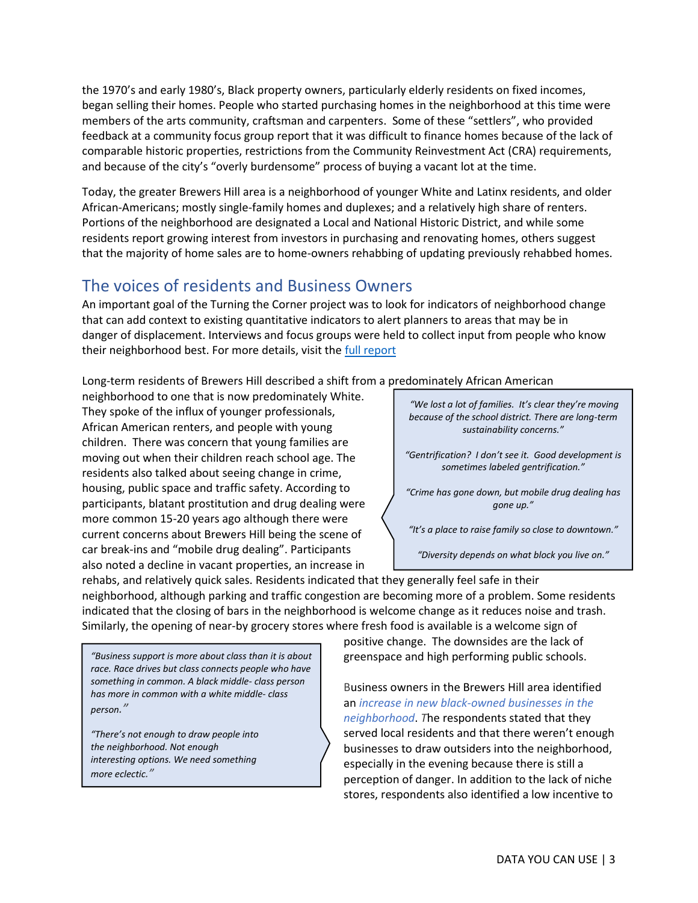the 1970's and early 1980's, Black property owners, particularly elderly residents on fixed incomes, began selling their homes. People who started purchasing homes in the neighborhood at this time were members of the arts community, craftsman and carpenters. Some of these "settlers", who provided feedback at a community focus group report that it was difficult to finance homes because of the lack of comparable historic properties, restrictions from the Community Reinvestment Act (CRA) requirements, and because of the city's "overly burdensome" process of buying a vacant lot at the time.

Today, the greater Brewers Hill area is a neighborhood of younger White and Latinx residents, and older African-Americans; mostly single-family homes and duplexes; and a relatively high share of renters. Portions of the neighborhood are designated a Local and National Historic District, and while some residents report growing interest from investors in purchasing and renovating homes, others suggest that the majority of home sales are to home-owners rehabbing of updating previously rehabbed homes.

## The voices of residents and Business Owners

An important goal of the Turning the Corner project was to look for indicators of neighborhood change that can add context to existing quantitative indicators to alert planners to areas that may be in danger of displacement. Interviews and focus groups were held to collect input from people who know their neighborhood best. For more details, visit the [full report]

Long-term residents of Brewers Hill described a shift from a predominately African American neighborhood to one that is now predominately White. They spoke of the influx of younger professionals, African American renters, and people with young children. There was concern that young families are moving out when their children reach school age. The residents also talked about seeing change in crime, housing, public space and traffic safety. According to participants, blatant prostitution and drug dealing were more common 15-20 years ago although there were current concerns about Brewers Hill being the scene of car break-ins and "mobile drug dealing". Participants also noted a decline in vacant properties, an increase in rehabs, and relatively quick sales. Residents indicated that they generally feel safe in their neighborhood, although parking and traffic congestion are becoming more of a problem. Some residents indicated that the closing of bars in the neighborhood is welcome change as it reduces noise and trash. Similarly, the opening of near-by grocery stores where fresh food is available is a welcome sign of positive change. The downsides are the lack of greenspace and high performing public schools.

> *"We lost a lot of families. It's clear they're moving because of the school district. There are long-term sustainability concerns."*
>
> *"Gentrification? I don't see it. Good development is sometimes labeled gentrification."*
>
> *"Crime has gone down, but mobile drug dealing has gone up."*
>
> *"It's a place to raise family so close to downtown."*
>
> *"Diversity depends on what block you live on."*

Business owners in the Brewers Hill area identified an *increase in new black-owned businesses in the neighborhood*. The respondents stated that they served local residents and that there weren't enough businesses to draw outsiders into the neighborhood, especially in the evening because there is still a perception of danger. In addition to the lack of niche stores, respondents also identified a low incentive to

> *"Business support is more about class than it is about race. Race drives but class connects people who have something in common. A black middle- class person has more in common with a white middle- class person."*
>
> *"There's not enough to draw people into the neighborhood. Not enough interesting options. We need something more eclectic."*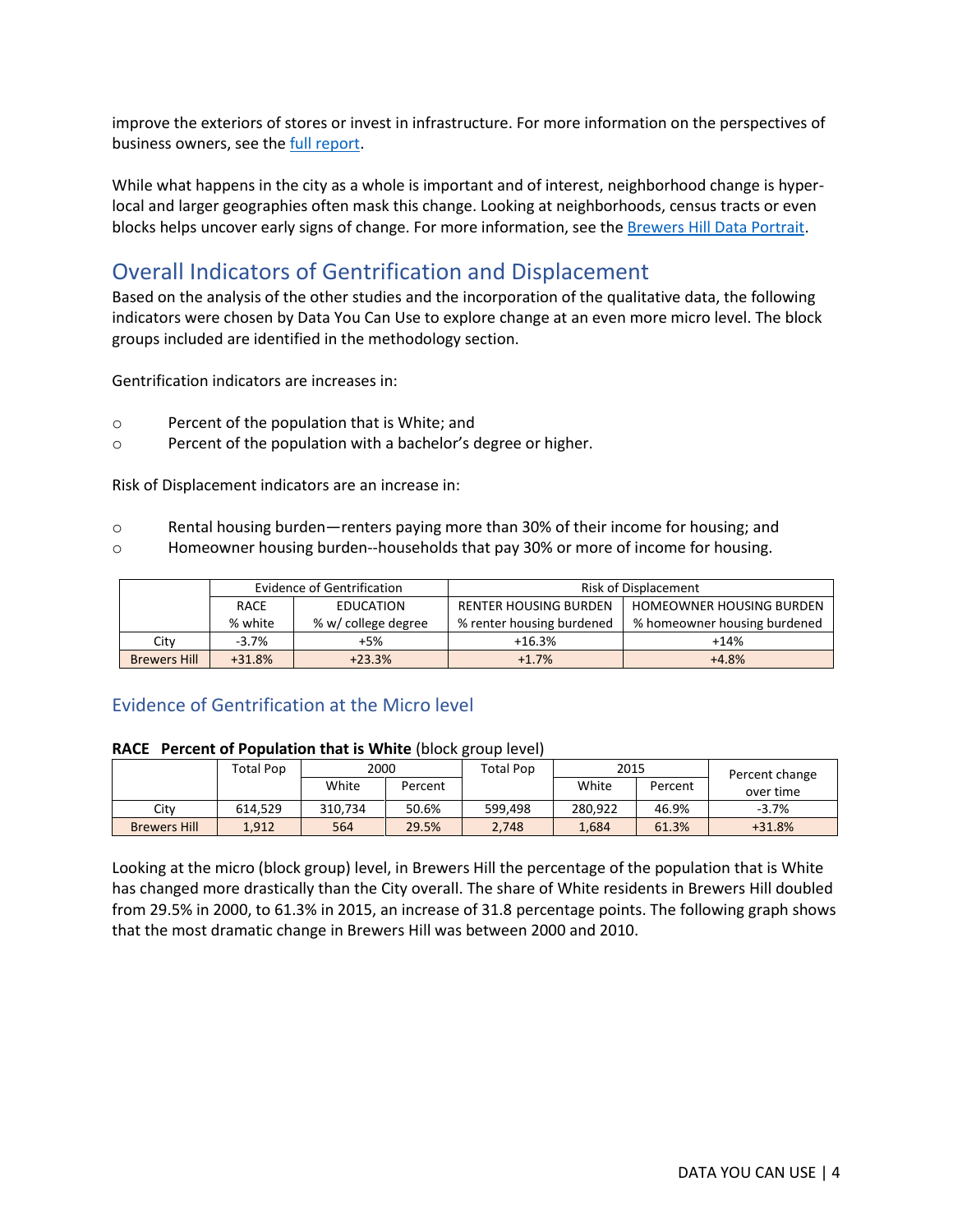improve the exteriors of stores or invest in infrastructure. For more information on the perspectives of business owners, see the full report.

While what happens in the city as a whole is important and of interest, neighborhood change is hyper-local and larger geographies often mask this change. Looking at neighborhoods, census tracts or even blocks helps uncover early signs of change. For more information, see the Brewers Hill Data Portrait.

## Overall Indicators of Gentrification and Displacement

Based on the analysis of the other studies and the incorporation of the qualitative data, the following indicators were chosen by Data You Can Use to explore change at an even more micro level. The block groups included are identified in the methodology section.

Gentrification indicators are increases in:

- Percent of the population that is White; and
- Percent of the population with a bachelor's degree or higher.

Risk of Displacement indicators are an increase in:

- Rental housing burden—renters paying more than 30% of their income for housing; and
- Homeowner housing burden--households that pay 30% or more of income for housing.

| | Evidence of Gentrification | | Risk of Displacement | |
|---|---|---|---|---|
| | RACE<br>% white | EDUCATION<br>% w/ college degree | RENTER HOUSING BURDEN<br>% renter housing burdened | HOMEOWNER HOUSING BURDEN<br>% homeowner housing burdened |
| City | -3.7% | +5% | +16.3% | +14% |
| Brewers Hill | +31.8% | +23.3% | +1.7% | +4.8% |

### Evidence of Gentrification at the Micro level

**RACE Percent of Population that is White** (block group level)

| | Total Pop | 2000 | | Total Pop | 2015 | | Percent change over time |
|---|---|---|---|---|---|---|---|
| | | White | Percent | | White | Percent | |
| City | 614,529 | 310,734 | 50.6% | 599,498 | 280,922 | 46.9% | -3.7% |
| Brewers Hill | 1,912 | 564 | 29.5% | 2,748 | 1,684 | 61.3% | +31.8% |

Looking at the micro (block group) level, in Brewers Hill the percentage of the population that is White has changed more drastically than the City overall. The share of White residents in Brewers Hill doubled from 29.5% in 2000, to 61.3% in 2015, an increase of 31.8 percentage points. The following graph shows that the most dramatic change in Brewers Hill was between 2000 and 2010.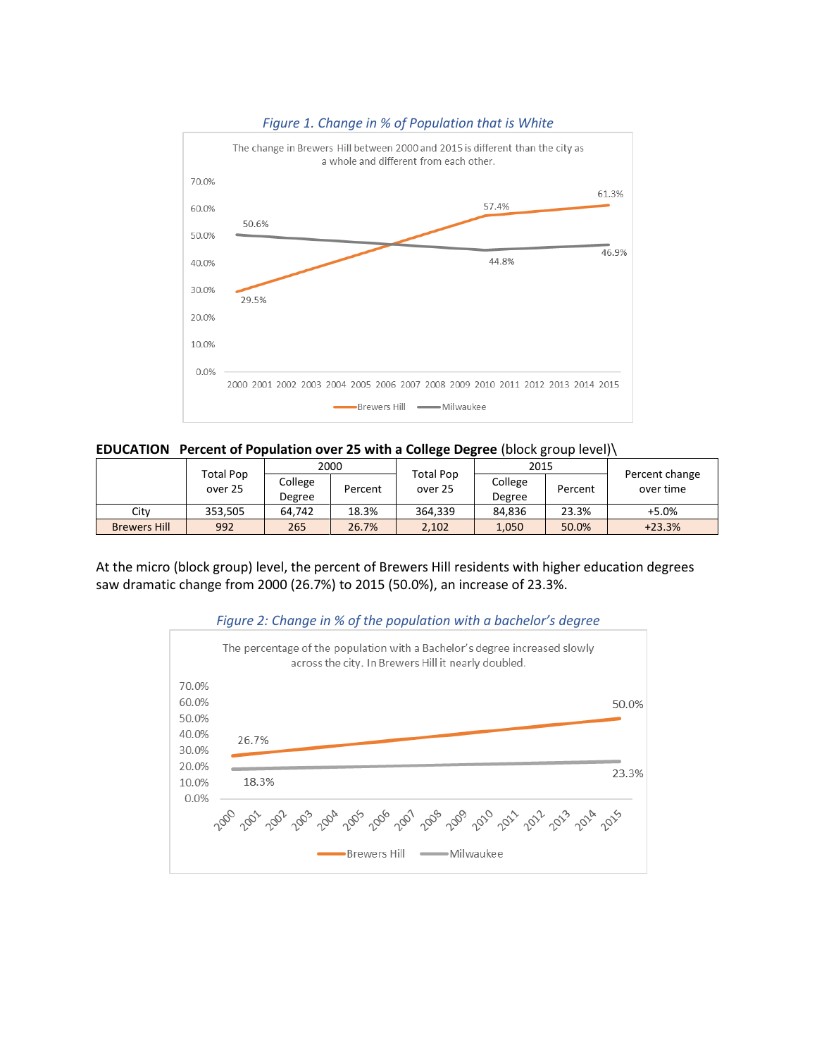*Figure 1. Change in % of Population that is White*

**EDUCATION Percent of Population over 25 with a College Degree** (block group level)\

| | Total Pop over 25 | 2000 | | Total Pop over 25 | 2015 | | Percent change over time |
|---|---|---|---|---|---|---|---|
| | | College Degree | Percent | | College Degree | Percent | |
| City | 353,505 | 64,742 | 18.3% | 364,339 | 84,836 | 23.3% | +5.0% |
| Brewers Hill | 992 | 265 | 26.7% | 2,102 | 1,050 | 50.0% | +23.3% |

At the micro (block group) level, the percent of Brewers Hill residents with higher education degrees saw dramatic change from 2000 (26.7%) to 2015 (50.0%), an increase of 23.3%.

*Figure 2: Change in % of the population with a bachelor's degree*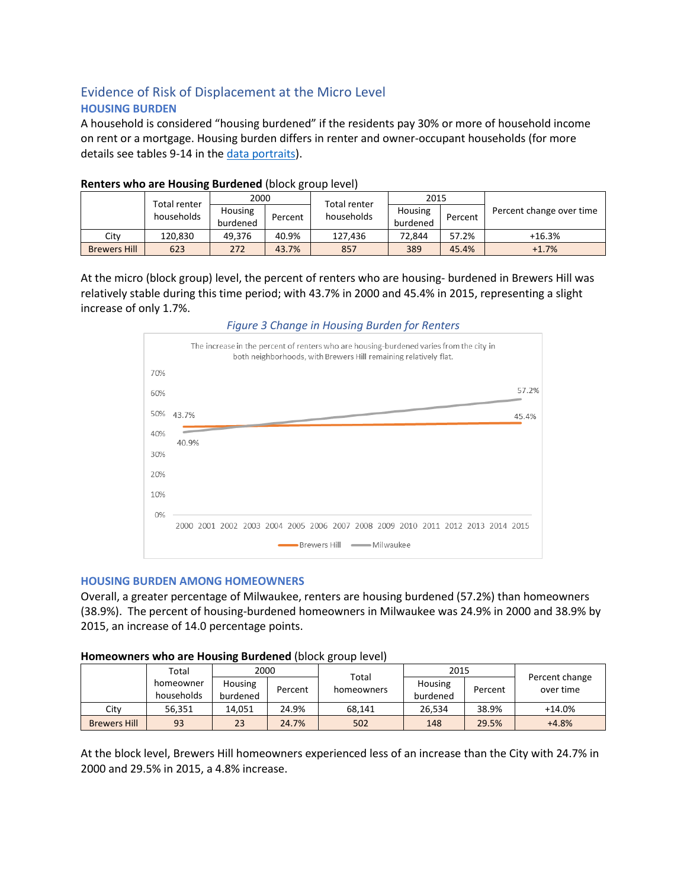## Evidence of Risk of Displacement at the Micro Level

### HOUSING BURDEN

A household is considered "housing burdened" if the residents pay 30% or more of household income on rent or a mortgage. Housing burden differs in renter and owner-occupant households (for more details see tables 9-14 in the data portraits).

**Renters who are Housing Burdened** (block group level)

| | Total renter households | 2000 | | Total renter households | 2015 | | Percent change over time |
|---|---|---|---|---|---|---|---|
| | | Housing burdened | Percent | | Housing burdened | Percent | |
| City | 120,830 | 49,376 | 40.9% | 127,436 | 72,844 | 57.2% | +16.3% |
| Brewers Hill | 623 | 272 | 43.7% | 857 | 389 | 45.4% | +1.7% |

At the micro (block group) level, the percent of renters who are housing- burdened in Brewers Hill was relatively stable during this time period; with 43.7% in 2000 and 45.4% in 2015, representing a slight increase of only 1.7%.

*Figure 3 Change in Housing Burden for Renters*

The increase in the percent of renters who are housing-burdened varies from the city in both neighborhoods, with Brewers Hill remaining relatively flat.

| Series | 2000 | 2015 |
|---|---|---|
| Brewers Hill | 43.7% | 45.4% |
| Milwaukee | 40.9% | 57.2% |

### HOUSING BURDEN AMONG HOMEOWNERS

Overall, a greater percentage of Milwaukee, renters are housing burdened (57.2%) than homeowners (38.9%). The percent of housing-burdened homeowners in Milwaukee was 24.9% in 2000 and 38.9% by 2015, an increase of 14.0 percentage points.

**Homeowners who are Housing Burdened** (block group level)

| | Total homeowner households | 2000 | | Total homeowners | 2015 | | Percent change over time |
|---|---|---|---|---|---|---|---|
| | | Housing burdened | Percent | | Housing burdened | Percent | |
| City | 56,351 | 14,051 | 24.9% | 68,141 | 26,534 | 38.9% | +14.0% |
| Brewers Hill | 93 | 23 | 24.7% | 502 | 148 | 29.5% | +4.8% |

At the block level, Brewers Hill homeowners experienced less of an increase than the City with 24.7% in 2000 and 29.5% in 2015, a 4.8% increase.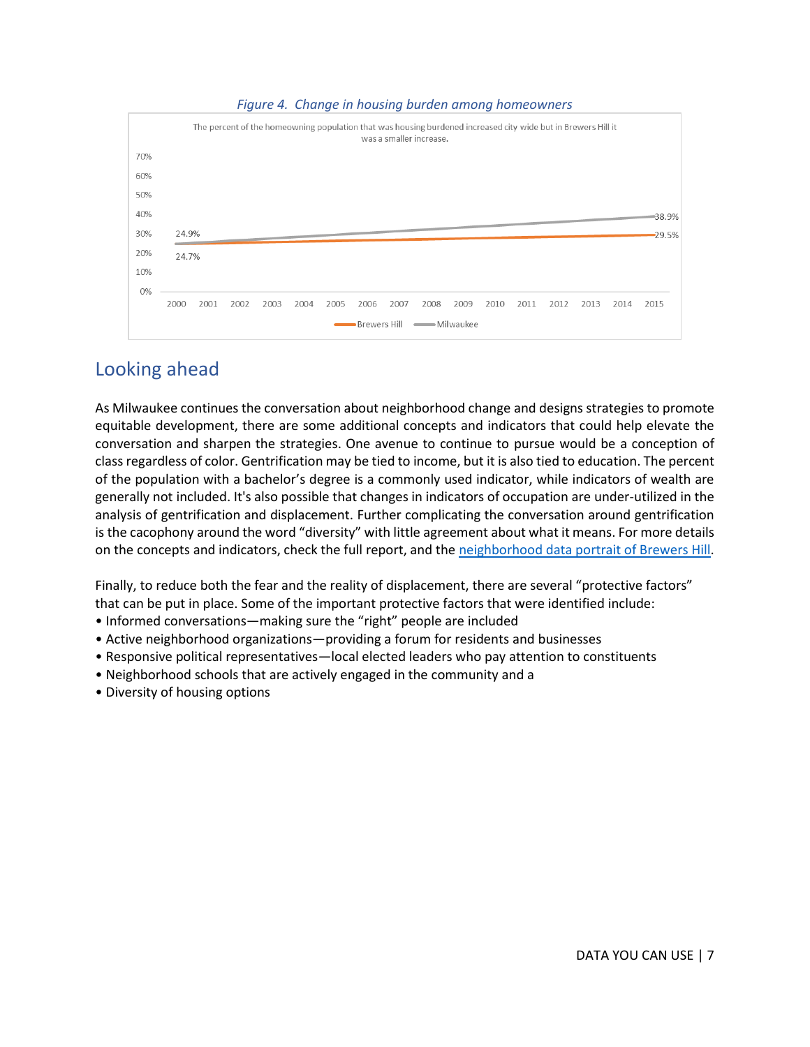*Figure 4. Change in housing burden among homeowners*

The percent of the homeowning population that was housing burdened increased city wide but in Brewers Hill it was a smaller increase.

| Year | Brewers Hill | Milwaukee |
|---|---|---|
| 2000 | 24.7% | 24.9% |
| 2015 | 29.5% | 38.9% |

## Looking ahead

As Milwaukee continues the conversation about neighborhood change and designs strategies to promote equitable development, there are some additional concepts and indicators that could help elevate the conversation and sharpen the strategies. One avenue to continue to pursue would be a conception of class regardless of color. Gentrification may be tied to income, but it is also tied to education. The percent of the population with a bachelor's degree is a commonly used indicator, while indicators of wealth are generally not included. It's also possible that changes in indicators of occupation are under-utilized in the analysis of gentrification and displacement. Further complicating the conversation around gentrification is the cacophony around the word "diversity" with little agreement about what it means. For more details on the concepts and indicators, check the full report, and the neighborhood data portrait of Brewers Hill.

Finally, to reduce both the fear and the reality of displacement, there are several "protective factors" that can be put in place. Some of the important protective factors that were identified include:

- Informed conversations—making sure the "right" people are included
- Active neighborhood organizations—providing a forum for residents and businesses
- Responsive political representatives—local elected leaders who pay attention to constituents
- Neighborhood schools that are actively engaged in the community and a
- Diversity of housing options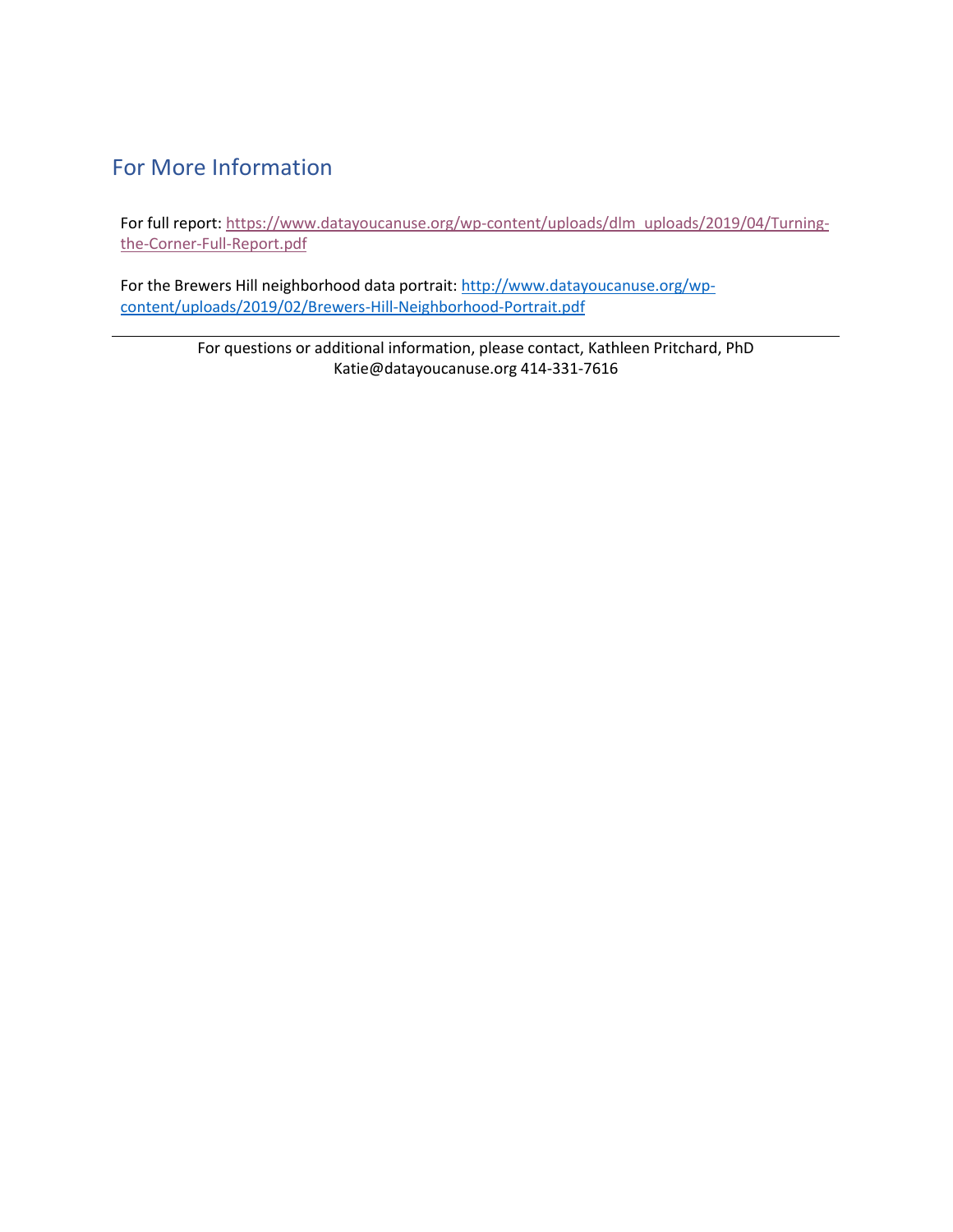## For More Information

For full report: https://www.datayoucanuse.org/wp-content/uploads/dlm_uploads/2019/04/Turning-the-Corner-Full-Report.pdf

For the Brewers Hill neighborhood data portrait: http://www.datayoucanuse.org/wp-content/uploads/2019/02/Brewers-Hill-Neighborhood-Portrait.pdf

---

For questions or additional information, please contact, Kathleen Pritchard, PhD
Katie@datayoucanuse.org 414-331-7616